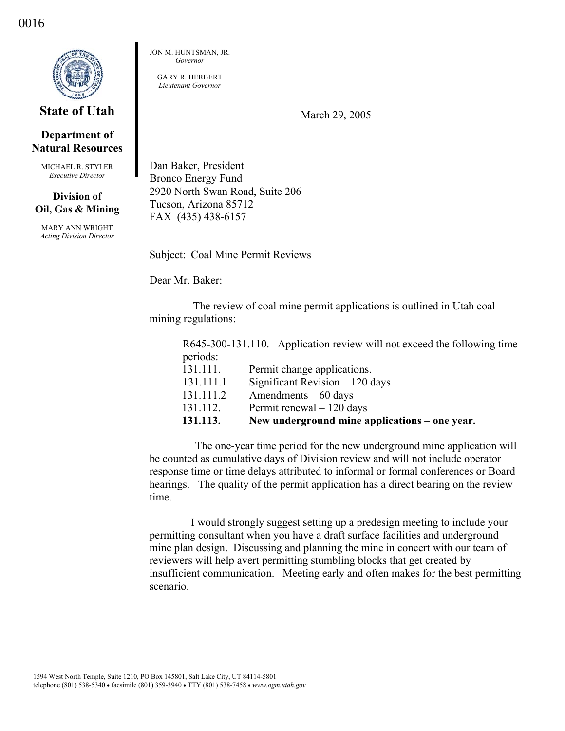0016

**State of Utah**

**Department of Natural Resources**

MICHAEL R. STYLER
*Executive Director*

**Division of Oil, Gas & Mining**

MARY ANN WRIGHT
*Acting Division Director*

JON M. HUNTSMAN, JR.
*Governor*

GARY R. HERBERT
*Lieutenant Governor*

March 29, 2005

Dan Baker, President
Bronco Energy Fund
2920 North Swan Road, Suite 206
Tucson, Arizona 85712
FAX (435) 438-6157

Subject: Coal Mine Permit Reviews

Dear Mr. Baker:

The review of coal mine permit applications is outlined in Utah coal mining regulations:

R645-300-131.110. Application review will not exceed the following time periods:

- 131.111. Permit change applications.
- 131.111.1 Significant Revision – 120 days
- 131.111.2 Amendments – 60 days
- 131.112. Permit renewal – 120 days
- **131.113. New underground mine applications – one year.**

The one-year time period for the new underground mine application will be counted as cumulative days of Division review and will not include operator response time or time delays attributed to informal or formal conferences or Board hearings. The quality of the permit application has a direct bearing on the review time.

I would strongly suggest setting up a predesign meeting to include your permitting consultant when you have a draft surface facilities and underground mine plan design. Discussing and planning the mine in concert with our team of reviewers will help avert permitting stumbling blocks that get created by insufficient communication. Meeting early and often makes for the best permitting scenario.

1594 West North Temple, Suite 1210, PO Box 145801, Salt Lake City, UT 84114-5801
telephone (801) 538-5340 • facsimile (801) 359-3940 • TTY (801) 538-7458 • *www.ogm.utah.gov*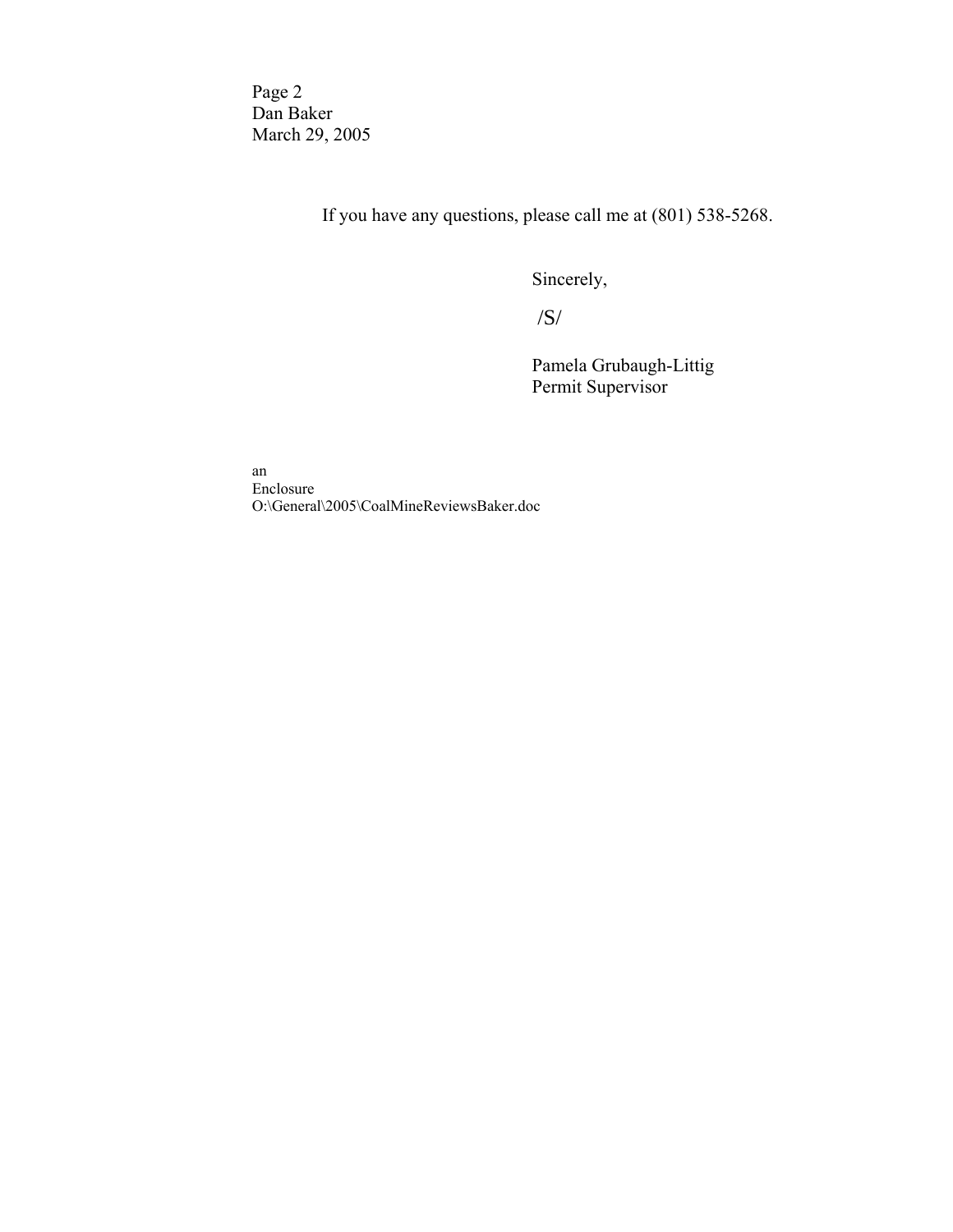Page 2
Dan Baker
March 29, 2005

If you have any questions, please call me at (801) 538-5268.

Sincerely,

/S/

Pamela Grubaugh-Littig
Permit Supervisor

an
Enclosure
O:\General\2005\CoalMineReviewsBaker.doc